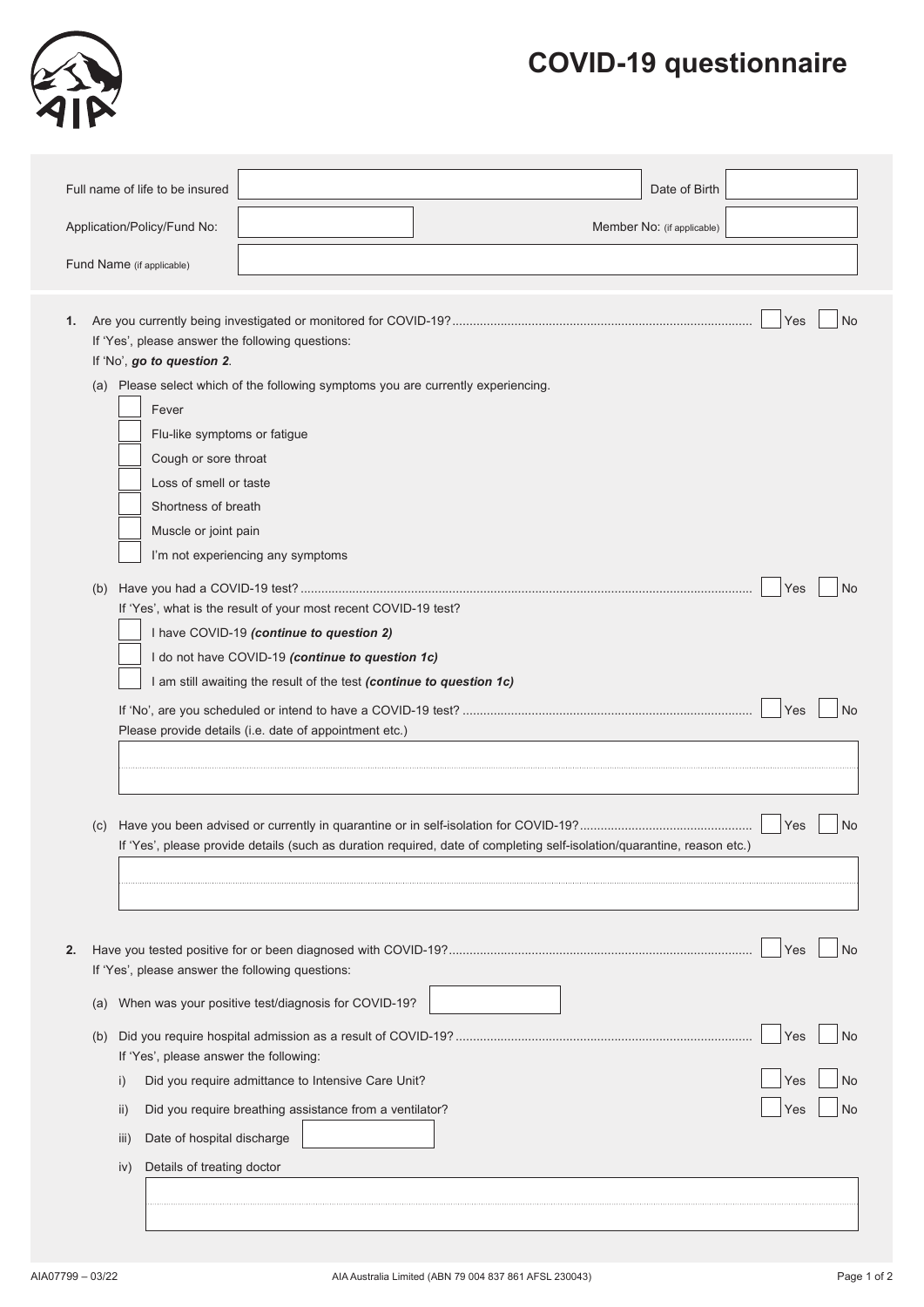# COVID-19 questionnaire

| | | | |
|---|---|---|---|
| Full name of life to be insured | | Date of Birth | |
| Application/Policy/Fund No: | | Member No: (if applicable) | |
| Fund Name (if applicable) | | | |

**1.** Are you currently being investigated or monitored for COVID-19? ☐ Yes ☐ No

If 'Yes', please answer the following questions:
If 'No', ***go to question 2***.

(a) Please select which of the following symptoms you are currently experiencing.

- ☐ Fever
- ☐ Flu-like symptoms or fatigue
- ☐ Cough or sore throat
- ☐ Loss of smell or taste
- ☐ Shortness of breath
- ☐ Muscle or joint pain
- ☐ I'm not experiencing any symptoms

(b) Have you had a COVID-19 test? ☐ Yes ☐ No

If 'Yes', what is the result of your most recent COVID-19 test?

- ☐ I have COVID-19 ***(continue to question 2)***
- ☐ I do not have COVID-19 ***(continue to question 1c)***
- ☐ I am still awaiting the result of the test ***(continue to question 1c)***

If 'No', are you scheduled or intend to have a COVID-19 test? ☐ Yes ☐ No

Please provide details (i.e. date of appointment etc.)

(c) Have you been advised or currently in quarantine or in self-isolation for COVID-19? ☐ Yes ☐ No

If 'Yes', please provide details (such as duration required, date of completing self-isolation/quarantine, reason etc.)

**2.** Have you tested positive for or been diagnosed with COVID-19? ☐ Yes ☐ No

If 'Yes', please answer the following questions:

(a) When was your positive test/diagnosis for COVID-19?

(b) Did you require hospital admission as a result of COVID-19? ☐ Yes ☐ No

If 'Yes', please answer the following:

i) Did you require admittance to Intensive Care Unit? ☐ Yes ☐ No

ii) Did you require breathing assistance from a ventilator? ☐ Yes ☐ No

iii) Date of hospital discharge

iv) Details of treating doctor

AIA07799 – 03/22

AIA Australia Limited (ABN 79 004 837 861 AFSL 230043)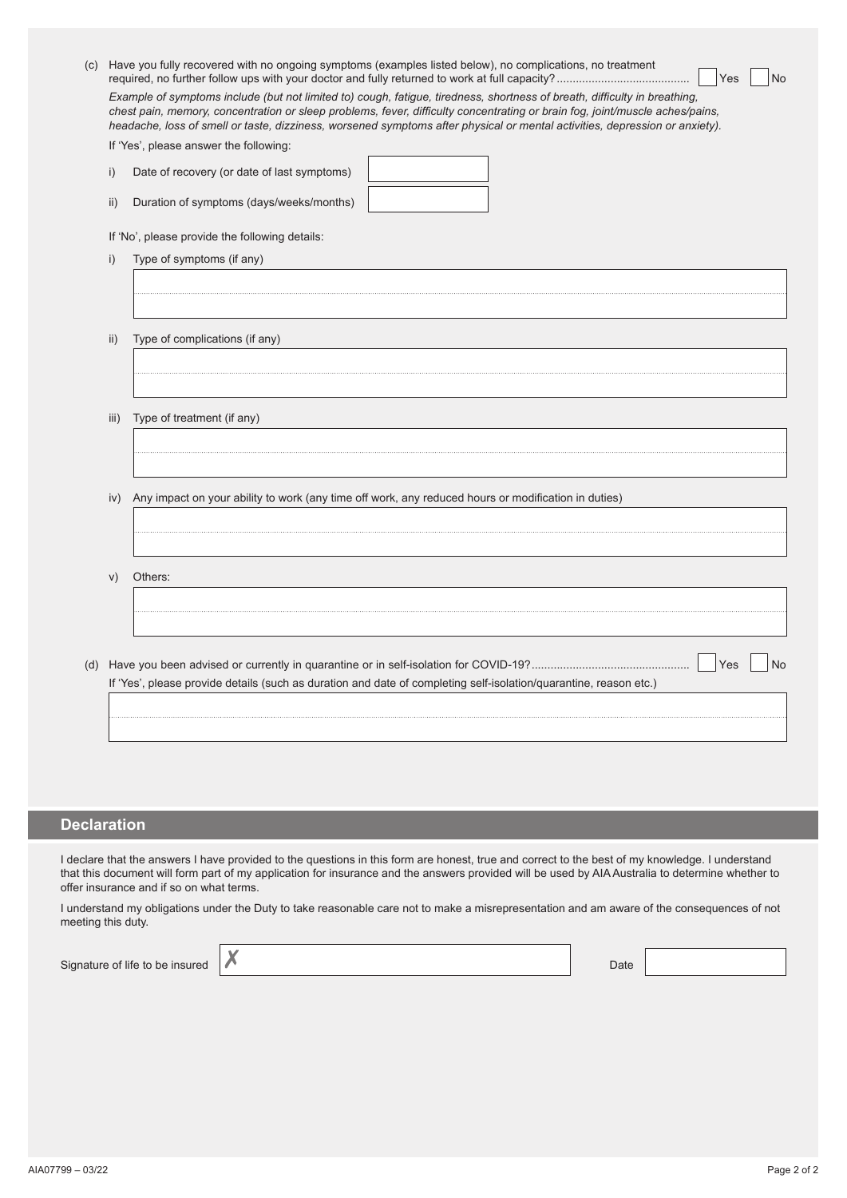(c) Have you fully recovered with no ongoing symptoms (examples listed below), no complications, no treatment required, no further follow ups with your doctor and fully returned to work at full capacity? ☐ Yes ☐ No

*Example of symptoms include (but not limited to) cough, fatigue, tiredness, shortness of breath, difficulty in breathing, chest pain, memory, concentration or sleep problems, fever, difficulty concentrating or brain fog, joint/muscle aches/pains, headache, loss of smell or taste, dizziness, worsened symptoms after physical or mental activities, depression or anxiety).*

If 'Yes', please answer the following:

i) Date of recovery (or date of last symptoms)

ii) Duration of symptoms (days/weeks/months)

If 'No', please provide the following details:

i) Type of symptoms (if any)

ii) Type of complications (if any)

iii) Type of treatment (if any)

iv) Any impact on your ability to work (any time off work, any reduced hours or modification in duties)

v) Others:

(d) Have you been advised or currently in quarantine or in self-isolation for COVID-19? ☐ Yes ☐ No

If 'Yes', please provide details (such as duration and date of completing self-isolation/quarantine, reason etc.)

## Declaration

I declare that the answers I have provided to the questions in this form are honest, true and correct to the best of my knowledge. I understand that this document will form part of my application for insurance and the answers provided will be used by AIA Australia to determine whether to offer insurance and if so on what terms.

I understand my obligations under the Duty to take reasonable care not to make a misrepresentation and am aware of the consequences of not meeting this duty.

Signature of life to be insured ✗

Date

AIA07799 – 03/22